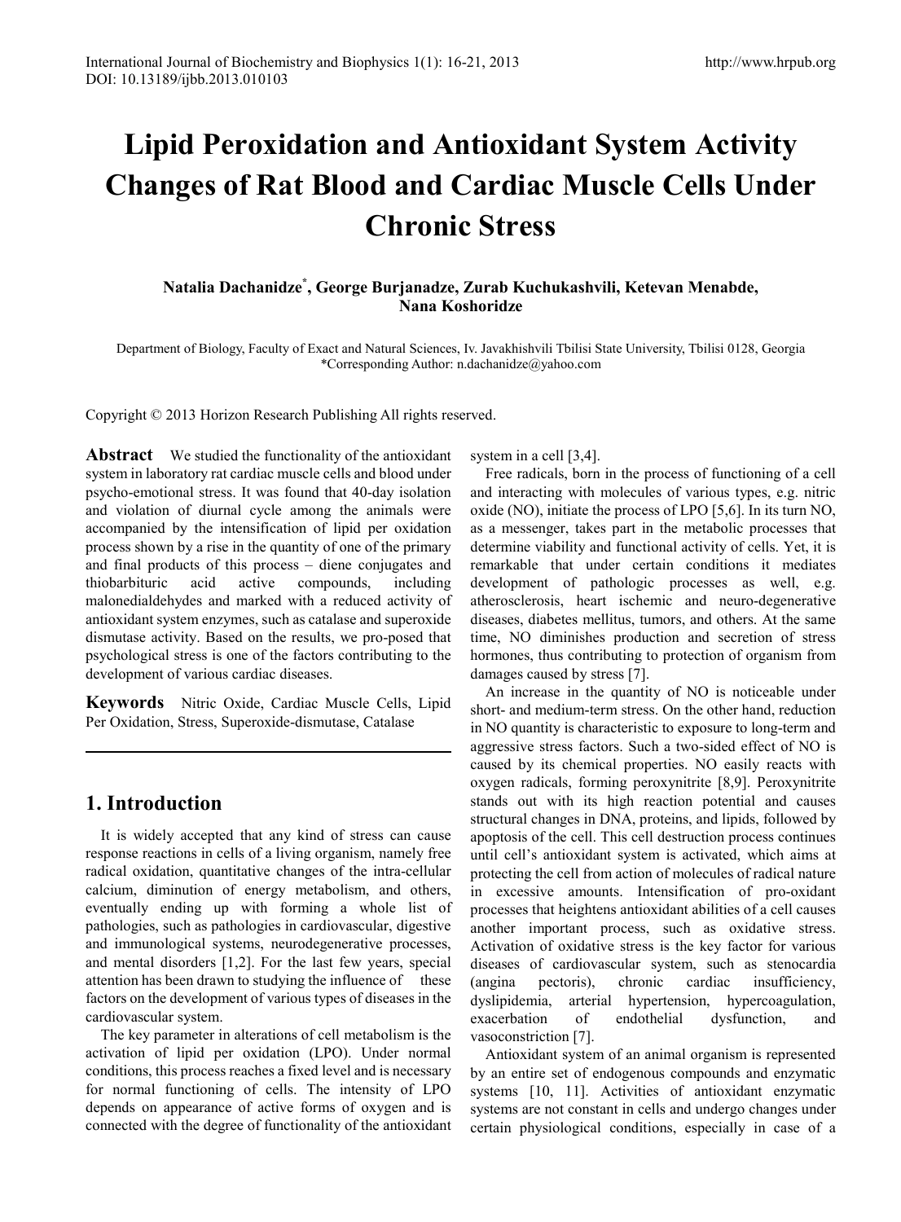# Lipid Peroxidation and Antioxidant System Activity Changes of Rat Blood and Cardiac Muscle Cells Under Chronic Stress

**Natalia Dachanidze[*], George Burjanadze, Zurab Kuchukashvili, Ketevan Menabde, Nana Koshoridze**

Department of Biology, Faculty of Exact and Natural Sciences, Iv. Javakhishvili Tbilisi State University, Tbilisi 0128, Georgia
*Corresponding Author: n.dachanidze@yahoo.com

Copyright © 2013 Horizon Research Publishing All rights reserved.

**Abstract** We studied the functionality of the antioxidant system in laboratory rat cardiac muscle cells and blood under psycho-emotional stress. It was found that 40-day isolation and violation of diurnal cycle among the animals were accompanied by the intensification of lipid per oxidation process shown by a rise in the quantity of one of the primary and final products of this process – diene conjugates and thiobarbituric acid active compounds, including malonedialdehydes and marked with a reduced activity of antioxidant system enzymes, such as catalase and superoxide dismutase activity. Based on the results, we pro-posed that psychological stress is one of the factors contributing to the development of various cardiac diseases.

**Keywords** Nitric Oxide, Cardiac Muscle Cells, Lipid Per Oxidation, Stress, Superoxide-dismutase, Catalase

## 1. Introduction

It is widely accepted that any kind of stress can cause response reactions in cells of a living organism, namely free radical oxidation, quantitative changes of the intra-cellular calcium, diminution of energy metabolism, and others, eventually ending up with forming a whole list of pathologies, such as pathologies in cardiovascular, digestive and immunological systems, neurodegenerative processes, and mental disorders [1,2]. For the last few years, special attention has been drawn to studying the influence of these factors on the development of various types of diseases in the cardiovascular system.

The key parameter in alterations of cell metabolism is the activation of lipid per oxidation (LPO). Under normal conditions, this process reaches a fixed level and is necessary for normal functioning of cells. The intensity of LPO depends on appearance of active forms of oxygen and is connected with the degree of functionality of the antioxidant system in a cell [3,4].

Free radicals, born in the process of functioning of a cell and interacting with molecules of various types, e.g. nitric oxide (NO), initiate the process of LPO [5,6]. In its turn NO, as a messenger, takes part in the metabolic processes that determine viability and functional activity of cells. Yet, it is remarkable that under certain conditions it mediates development of pathologic processes as well, e.g. atherosclerosis, heart ischemic and neuro-degenerative diseases, diabetes mellitus, tumors, and others. At the same time, NO diminishes production and secretion of stress hormones, thus contributing to protection of organism from damages caused by stress [7].

An increase in the quantity of NO is noticeable under short- and medium-term stress. On the other hand, reduction in NO quantity is characteristic to exposure to long-term and aggressive stress factors. Such a two-sided effect of NO is caused by its chemical properties. NO easily reacts with oxygen radicals, forming peroxynitrite [8,9]. Peroxynitrite stands out with its high reaction potential and causes structural changes in DNA, proteins, and lipids, followed by apoptosis of the cell. This cell destruction process continues until cell's antioxidant system is activated, which aims at protecting the cell from action of molecules of radical nature in excessive amounts. Intensification of pro-oxidant processes that heightens antioxidant abilities of a cell causes another important process, such as oxidative stress. Activation of oxidative stress is the key factor for various diseases of cardiovascular system, such as stenocardia (angina pectoris), chronic cardiac insufficiency, dyslipidemia, arterial hypertension, hypercoagulation, exacerbation of endothelial dysfunction, and vasoconstriction [7].

Antioxidant system of an animal organism is represented by an entire set of endogenous compounds and enzymatic systems [10, 11]. Activities of antioxidant enzymatic systems are not constant in cells and undergo changes under certain physiological conditions, especially in case of a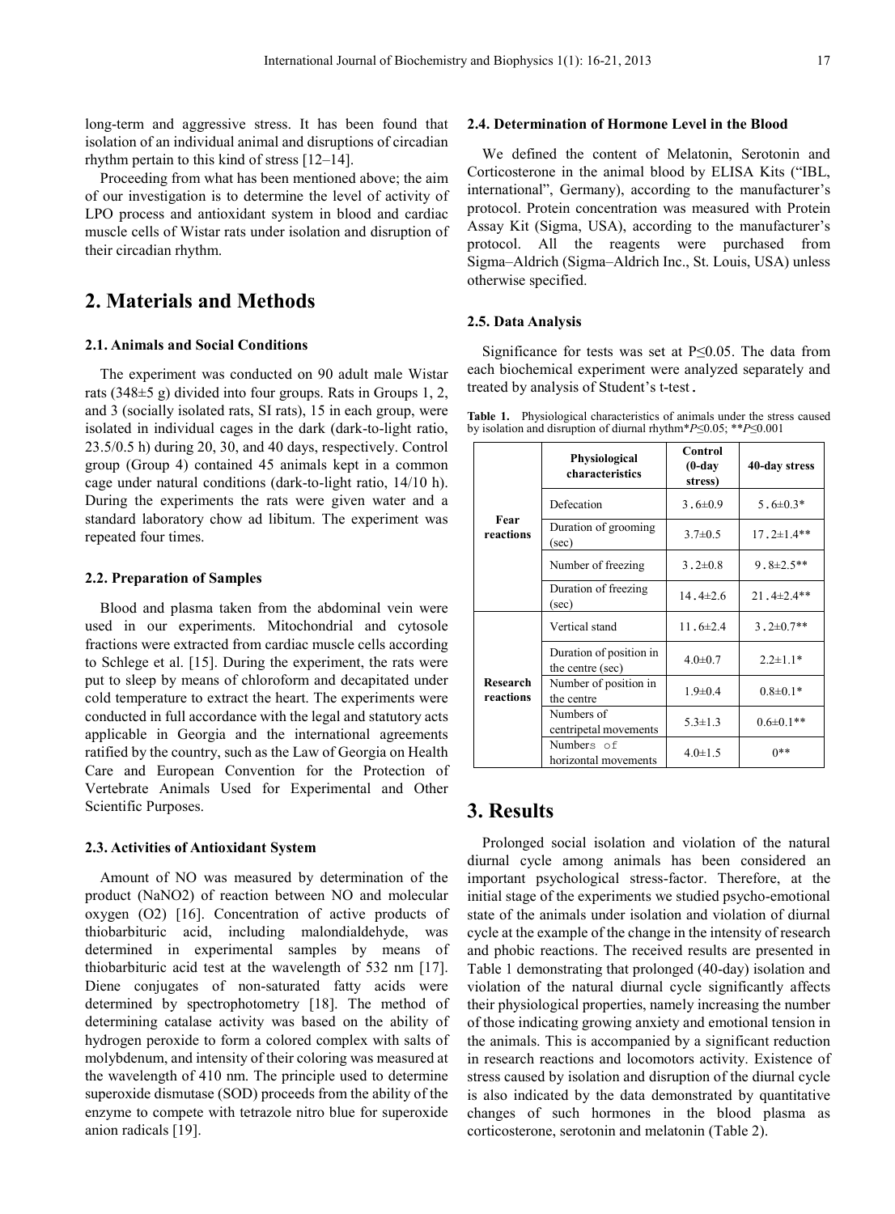long-term and aggressive stress. It has been found that isolation of an individual animal and disruptions of circadian rhythm pertain to this kind of stress [12–14].

Proceeding from what has been mentioned above; the aim of our investigation is to determine the level of activity of LPO process and antioxidant system in blood and cardiac muscle cells of Wistar rats under isolation and disruption of their circadian rhythm.

## 2. Materials and Methods

### 2.1. Animals and Social Conditions

The experiment was conducted on 90 adult male Wistar rats (348±5 g) divided into four groups. Rats in Groups 1, 2, and 3 (socially isolated rats, SI rats), 15 in each group, were isolated in individual cages in the dark (dark-to-light ratio, 23.5/0.5 h) during 20, 30, and 40 days, respectively. Control group (Group 4) contained 45 animals kept in a common cage under natural conditions (dark-to-light ratio, 14/10 h). During the experiments the rats were given water and a standard laboratory chow ad libitum. The experiment was repeated four times.

### 2.2. Preparation of Samples

Blood and plasma taken from the abdominal vein were used in our experiments. Mitochondrial and cytosole fractions were extracted from cardiac muscle cells according to Schlege et al. [15]. During the experiment, the rats were put to sleep by means of chloroform and decapitated under cold temperature to extract the heart. The experiments were conducted in full accordance with the legal and statutory acts applicable in Georgia and the international agreements ratified by the country, such as the Law of Georgia on Health Care and European Convention for the Protection of Vertebrate Animals Used for Experimental and Other Scientific Purposes.

### 2.3. Activities of Antioxidant System

Amount of NO was measured by determination of the product (NaNO2) of reaction between NO and molecular oxygen (O2) [16]. Concentration of active products of thiobarbituric acid, including malondialdehyde, was determined in experimental samples by means of thiobarbituric acid test at the wavelength of 532 nm [17]. Diene conjugates of non-saturated fatty acids were determined by spectrophotometry [18]. The method of determining catalase activity was based on the ability of hydrogen peroxide to form a colored complex with salts of molybdenum, and intensity of their coloring was measured at the wavelength of 410 nm. The principle used to determine superoxide dismutase (SOD) proceeds from the ability of the enzyme to compete with tetrazole nitro blue for superoxide anion radicals [19].

### 2.4. Determination of Hormone Level in the Blood

We defined the content of Melatonin, Serotonin and Corticosterone in the animal blood by ELISA Kits ("IBL, international", Germany), according to the manufacturer's protocol. Protein concentration was measured with Protein Assay Kit (Sigma, USA), according to the manufacturer's protocol. All the reagents were purchased from Sigma–Aldrich (Sigma–Aldrich Inc., St. Louis, USA) unless otherwise specified.

### 2.5. Data Analysis

Significance for tests was set at $P \leq 0.05$. The data from each biochemical experiment were analyzed separately and treated by analysis of Student's t-test.

**Table 1.** Physiological characteristics of animals under the stress caused by isolation and disruption of diurnal rhythm\**P*≤0.05; \*\**P*≤0.001

| | Physiological characteristics | Control (0-day stress) | 40-day stress |
|---|---|---|---|
| Fear reactions | Defecation | 3.6±0.9 | 5.6±0.3* |
| | Duration of grooming (sec) | 3.7±0.5 | 17.2±1.4** |
| | Number of freezing | 3.2±0.8 | 9.8±2.5** |
| | Duration of freezing (sec) | 14.4±2.6 | 21.4±2.4** |
| Research reactions | Vertical stand | 11.6±2.4 | 3.2±0.7** |
| | Duration of position in the centre (sec) | 4.0±0.7 | 2.2±1.1* |
| | Number of position in the centre | 1.9±0.4 | 0.8±0.1* |
| | Numbers of centripetal movements | 5.3±1.3 | 0.6±0.1** |
| | Numbers of horizontal movements | 4.0±1.5 | 0** |

## 3. Results

Prolonged social isolation and violation of the natural diurnal cycle among animals has been considered an important psychological stress-factor. Therefore, at the initial stage of the experiments we studied psycho-emotional state of the animals under isolation and violation of diurnal cycle at the example of the change in the intensity of research and phobic reactions. The received results are presented in Table 1 demonstrating that prolonged (40-day) isolation and violation of the natural diurnal cycle significantly affects their physiological properties, namely increasing the number of those indicating growing anxiety and emotional tension in the animals. This is accompanied by a significant reduction in research reactions and locomotors activity. Existence of stress caused by isolation and disruption of the diurnal cycle is also indicated by the data demonstrated by quantitative changes of such hormones in the blood plasma as corticosterone, serotonin and melatonin (Table 2).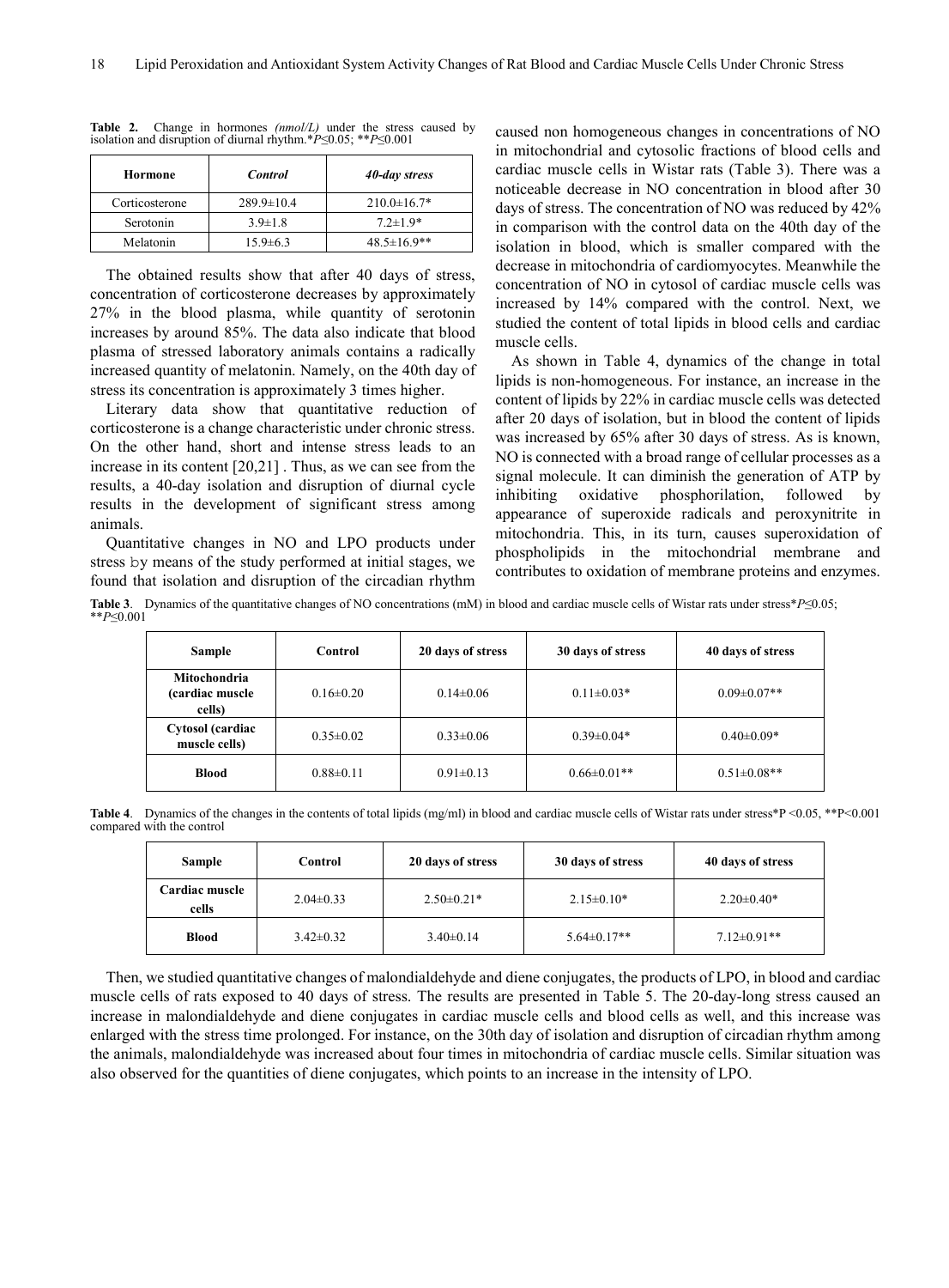**Table 2.** Change in hormones *(nmol/L)* under the stress caused by isolation and disruption of diurnal rhythm.$^*P \leq 0.05$; $^{**}P \leq 0.001$

| Hormone | *Control* | *40-day stress* |
|---|---|---|
| Corticosterone | 289.9±10.4 | 210.0±16.7* |
| Serotonin | 3.9±1.8 | 7.2±1.9* |
| Melatonin | 15.9±6.3 | 48.5±16.9** |

The obtained results show that after 40 days of stress, concentration of corticosterone decreases by approximately 27% in the blood plasma, while quantity of serotonin increases by around 85%. The data also indicate that blood plasma of stressed laboratory animals contains a radically increased quantity of melatonin. Namely, on the 40th day of stress its concentration is approximately 3 times higher.

Literary data show that quantitative reduction of corticosterone is a change characteristic under chronic stress. On the other hand, short and intense stress leads to an increase in its content [20,21] . Thus, as we can see from the results, a 40-day isolation and disruption of diurnal cycle results in the development of significant stress among animals.

Quantitative changes in NO and LPO products under stress by means of the study performed at initial stages, we found that isolation and disruption of the circadian rhythm caused non homogeneous changes in concentrations of NO in mitochondrial and cytosolic fractions of blood cells and cardiac muscle cells in Wistar rats (Table 3). There was a noticeable decrease in NO concentration in blood after 30 days of stress. The concentration of NO was reduced by 42% in comparison with the control data on the 40th day of the isolation in blood, which is smaller compared with the decrease in mitochondria of cardiomyocytes. Meanwhile the concentration of NO in cytosol of cardiac muscle cells was increased by 14% compared with the control. Next, we studied the content of total lipids in blood cells and cardiac muscle cells.

As shown in Table 4, dynamics of the change in total lipids is non-homogeneous. For instance, an increase in the content of lipids by 22% in cardiac muscle cells was detected after 20 days of isolation, but in blood the content of lipids was increased by 65% after 30 days of stress. As is known, NO is connected with a broad range of cellular processes as a signal molecule. It can diminish the generation of ATP by inhibiting oxidative phosphorilation, followed by appearance of superoxide radicals and peroxynitrite in mitochondria. This, in its turn, causes superoxidation of phospholipids in the mitochondrial membrane and contributes to oxidation of membrane proteins and enzymes.

**Table 3**. Dynamics of the quantitative changes of NO concentrations (mM) in blood and cardiac muscle cells of Wistar rats under stress$^*P \leq 0.05$; $^{**}P \leq 0.001$

| Sample | Control | 20 days of stress | 30 days of stress | 40 days of stress |
|---|---|---|---|---|
| **Mitochondria (cardiac muscle cells)** | 0.16±0.20 | 0.14±0.06 | 0.11±0.03* | 0.09±0.07** |
| **Cytosol (cardiac muscle cells)** | 0.35±0.02 | 0.33±0.06 | 0.39±0.04* | 0.40±0.09* |
| **Blood** | 0.88±0.11 | 0.91±0.13 | 0.66±0.01** | 0.51±0.08** |

**Table 4**. Dynamics of the changes in the contents of total lipids (mg/ml) in blood and cardiac muscle cells of Wistar rats under stress$^*P < 0.05$, $^{**}P < 0.001$ compared with the control

| Sample | Control | 20 days of stress | 30 days of stress | 40 days of stress |
|---|---|---|---|---|
| **Cardiac muscle cells** | 2.04±0.33 | 2.50±0.21* | 2.15±0.10* | 2.20±0.40* |
| **Blood** | 3.42±0.32 | 3.40±0.14 | 5.64±0.17** | 7.12±0.91** |

Then, we studied quantitative changes of malondialdehyde and diene conjugates, the products of LPO, in blood and cardiac muscle cells of rats exposed to 40 days of stress. The results are presented in Table 5. The 20-day-long stress caused an increase in malondialdehyde and diene conjugates in cardiac muscle cells and blood cells as well, and this increase was enlarged with the stress time prolonged. For instance, on the 30th day of isolation and disruption of circadian rhythm among the animals, malondialdehyde was increased about four times in mitochondria of cardiac muscle cells. Similar situation was also observed for the quantities of diene conjugates, which points to an increase in the intensity of LPO.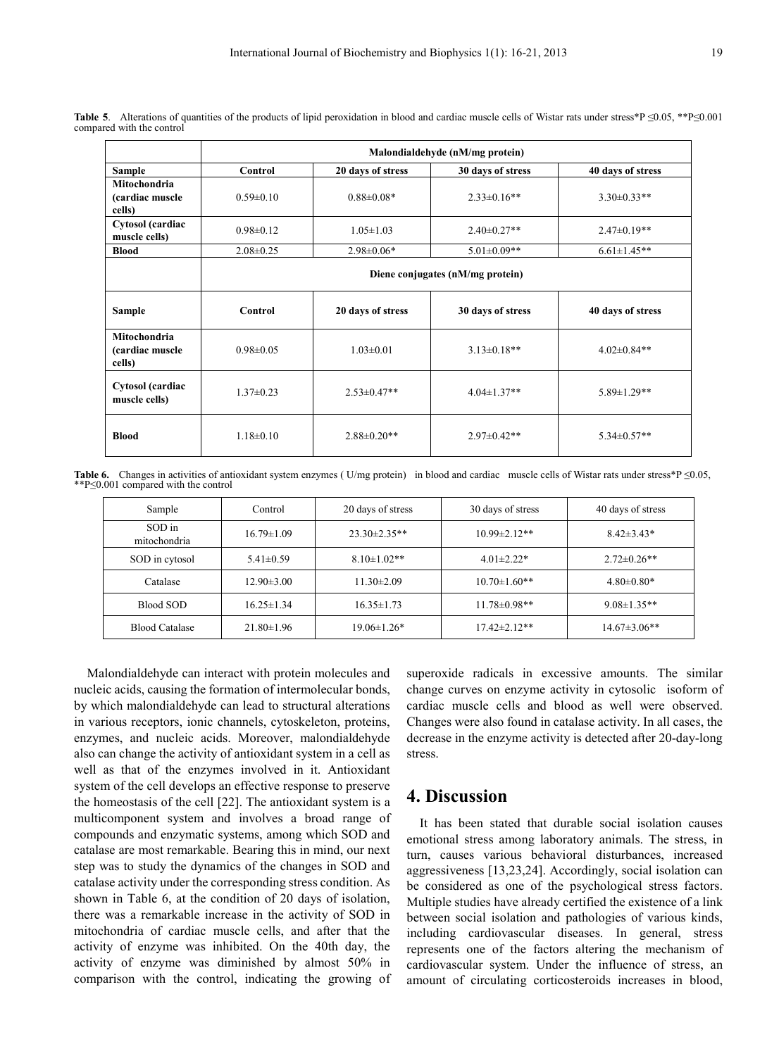**Table 5**. Alterations of quantities of the products of lipid peroxidation in blood and cardiac muscle cells of Wistar rats under stress*P ≤0.05, **P≤0.001 compared with the control

| | Malondialdehyde (nM/mg protein) | | | |
|---|---|---|---|---|
| **Sample** | **Control** | **20 days of stress** | **30 days of stress** | **40 days of stress** |
| **Mitochondria (cardiac muscle cells)** | 0.59±0.10 | 0.88±0.08* | 2.33±0.16** | 3.30±0.33** |
| **Cytosol (cardiac muscle cells)** | 0.98±0.12 | 1.05±1.03 | 2.40±0.27** | 2.47±0.19** |
| **Blood** | 2.08±0.25 | 2.98±0.06* | 5.01±0.09** | 6.61±1.45** |
| | **Diene conjugates (nM/mg protein)** | | | |
| **Sample** | **Control** | **20 days of stress** | **30 days of stress** | **40 days of stress** |
| **Mitochondria (cardiac muscle cells)** | 0.98±0.05 | 1.03±0.01 | 3.13±0.18** | 4.02±0.84** |
| **Cytosol (cardiac muscle cells)** | 1.37±0.23 | 2.53±0.47** | 4.04±1.37** | 5.89±1.29** |
| **Blood** | 1.18±0.10 | 2.88±0.20** | 2.97±0.42** | 5.34±0.57** |

**Table 6.** Changes in activities of antioxidant system enzymes ( U/mg protein) in blood and cardiac muscle cells of Wistar rats under stress*P ≤0.05, **P≤0.001 compared with the control

| Sample | Control | 20 days of stress | 30 days of stress | 40 days of stress |
|---|---|---|---|---|
| SOD in mitochondria | 16.79±1.09 | 23.30±2.35** | 10.99±2.12** | 8.42±3.43* |
| SOD in cytosol | 5.41±0.59 | 8.10±1.02** | 4.01±2.22* | 2.72±0.26** |
| Catalase | 12.90±3.00 | 11.30±2.09 | 10.70±1.60** | 4.80±0.80* |
| Blood SOD | 16.25±1.34 | 16.35±1.73 | 11.78±0.98** | 9.08±1.35** |
| Blood Catalase | 21.80±1.96 | 19.06±1.26* | 17.42±2.12** | 14.67±3.06** |

Malondialdehyde can interact with protein molecules and nucleic acids, causing the formation of intermolecular bonds, by which malondialdehyde can lead to structural alterations in various receptors, ionic channels, cytoskeleton, proteins, enzymes, and nucleic acids. Moreover, malondialdehyde also can change the activity of antioxidant system in a cell as well as that of the enzymes involved in it. Antioxidant system of the cell develops an effective response to preserve the homeostasis of the cell [22]. The antioxidant system is a multicomponent system and involves a broad range of compounds and enzymatic systems, among which SOD and catalase are most remarkable. Bearing this in mind, our next step was to study the dynamics of the changes in SOD and catalase activity under the corresponding stress condition. As shown in Table 6, at the condition of 20 days of isolation, there was a remarkable increase in the activity of SOD in mitochondria of cardiac muscle cells, and after that the activity of enzyme was inhibited. On the 40th day, the activity of enzyme was diminished by almost 50% in comparison with the control, indicating the growing of superoxide radicals in excessive amounts. The similar change curves on enzyme activity in cytosolic isoform of cardiac muscle cells and blood as well were observed. Changes were also found in catalase activity. In all cases, the decrease in the enzyme activity is detected after 20-day-long stress.

## 4. Discussion

It has been stated that durable social isolation causes emotional stress among laboratory animals. The stress, in turn, causes various behavioral disturbances, increased aggressiveness [13,23,24]. Accordingly, social isolation can be considered as one of the psychological stress factors. Multiple studies have already certified the existence of a link between social isolation and pathologies of various kinds, including cardiovascular diseases. In general, stress represents one of the factors altering the mechanism of cardiovascular system. Under the influence of stress, an amount of circulating corticosteroids increases in blood,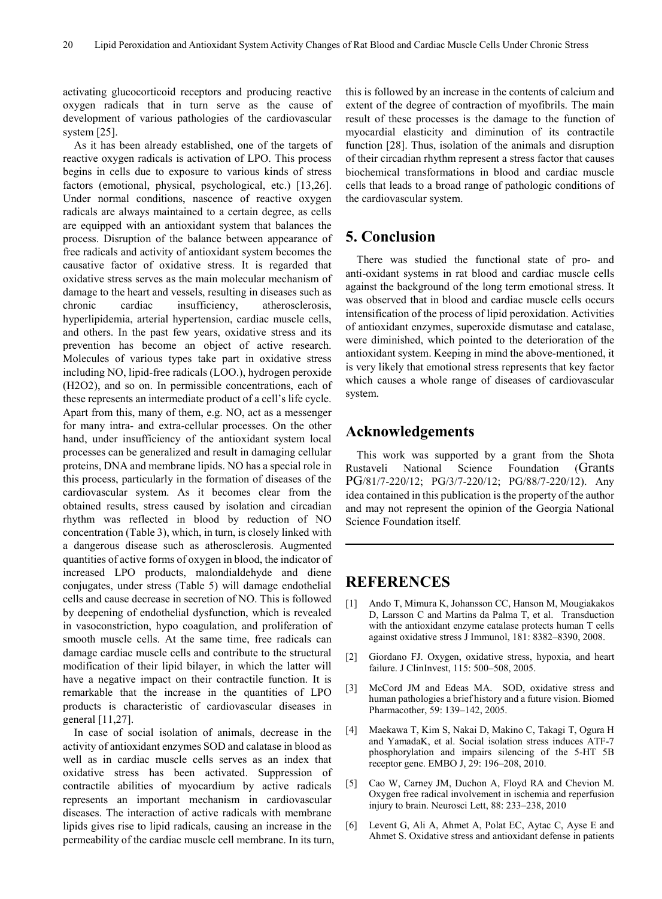activating glucocorticoid receptors and producing reactive oxygen radicals that in turn serve as the cause of development of various pathologies of the cardiovascular system [25].

As it has been already established, one of the targets of reactive oxygen radicals is activation of LPO. This process begins in cells due to exposure to various kinds of stress factors (emotional, physical, psychological, etc.) [13,26]. Under normal conditions, nascence of reactive oxygen radicals are always maintained to a certain degree, as cells are equipped with an antioxidant system that balances the process. Disruption of the balance between appearance of free radicals and activity of antioxidant system becomes the causative factor of oxidative stress. It is regarded that oxidative stress serves as the main molecular mechanism of damage to the heart and vessels, resulting in diseases such as chronic cardiac insufficiency, atherosclerosis, hyperlipidemia, arterial hypertension, cardiac muscle cells, and others. In the past few years, oxidative stress and its prevention has become an object of active research. Molecules of various types take part in oxidative stress including NO, lipid-free radicals (LOO.), hydrogen peroxide (H2O2), and so on. In permissible concentrations, each of these represents an intermediate product of a cell's life cycle. Apart from this, many of them, e.g. NO, act as a messenger for many intra- and extra-cellular processes. On the other hand, under insufficiency of the antioxidant system local processes can be generalized and result in damaging cellular proteins, DNA and membrane lipids. NO has a special role in this process, particularly in the formation of diseases of the cardiovascular system. As it becomes clear from the obtained results, stress caused by isolation and circadian rhythm was reflected in blood by reduction of NO concentration (Table 3), which, in turn, is closely linked with a dangerous disease such as atherosclerosis. Augmented quantities of active forms of oxygen in blood, the indicator of increased LPO products, malondialdehyde and diene conjugates, under stress (Table 5) will damage endothelial cells and cause decrease in secretion of NO. This is followed by deepening of endothelial dysfunction, which is revealed in vasoconstriction, hypo coagulation, and proliferation of smooth muscle cells. At the same time, free radicals can damage cardiac muscle cells and contribute to the structural modification of their lipid bilayer, in which the latter will have a negative impact on their contractile function. It is remarkable that the increase in the quantities of LPO products is characteristic of cardiovascular diseases in general [11,27].

In case of social isolation of animals, decrease in the activity of antioxidant enzymes SOD and calatase in blood as well as in cardiac muscle cells serves as an index that oxidative stress has been activated. Suppression of contractile abilities of myocardium by active radicals represents an important mechanism in cardiovascular diseases. The interaction of active radicals with membrane lipids gives rise to lipid radicals, causing an increase in the permeability of the cardiac muscle cell membrane. In its turn, this is followed by an increase in the contents of calcium and extent of the degree of contraction of myofibrils. The main result of these processes is the damage to the function of myocardial elasticity and diminution of its contractile function [28]. Thus, isolation of the animals and disruption of their circadian rhythm represent a stress factor that causes biochemical transformations in blood and cardiac muscle cells that leads to a broad range of pathologic conditions of the cardiovascular system.

## 5. Conclusion

There was studied the functional state of pro- and anti-oxidant systems in rat blood and cardiac muscle cells against the background of the long term emotional stress. It was observed that in blood and cardiac muscle cells occurs intensification of the process of lipid peroxidation. Activities of antioxidant enzymes, superoxide dismutase and catalase, were diminished, which pointed to the deterioration of the antioxidant system. Keeping in mind the above-mentioned, it is very likely that emotional stress represents that key factor which causes a whole range of diseases of cardiovascular system.

## Acknowledgements

This work was supported by a grant from the Shota Rustaveli National Science Foundation (Grants PG/81/7-220/12; PG/3/7-220/12; PG/88/7-220/12). Any idea contained in this publication is the property of the author and may not represent the opinion of the Georgia National Science Foundation itself.

## REFERENCES

[1] Ando T, Mimura K, Johansson CC, Hanson M, Mougiakakos D, Larsson C and Martins da Palma T, et al. Transduction with the antioxidant enzyme catalase protects human T cells against oxidative stress J Immunol, 181: 8382–8390, 2008.

[2] Giordano FJ. Oxygen, oxidative stress, hypoxia, and heart failure. J ClinInvest, 115: 500–508, 2005.

[3] McCord JM and Edeas MA. SOD, oxidative stress and human pathologies a brief history and a future vision. Biomed Pharmacother, 59: 139–142, 2005.

[4] Maekawa T, Kim S, Nakai D, Makino C, Takagi T, Ogura H and YamadaK, et al. Social isolation stress induces ATF-7 phosphorylation and impairs silencing of the 5-HT 5B receptor gene. EMBO J, 29: 196–208, 2010.

[5] Cao W, Carney JM, Duchon A, Floyd RA and Chevion M. Oxygen free radical involvement in ischemia and reperfusion injury to brain. Neurosci Lett, 88: 233–238, 2010

[6] Levent G, Ali A, Ahmet A, Polat EC, Aytac C, Ayse E and Ahmet S. Oxidative stress and antioxidant defense in patients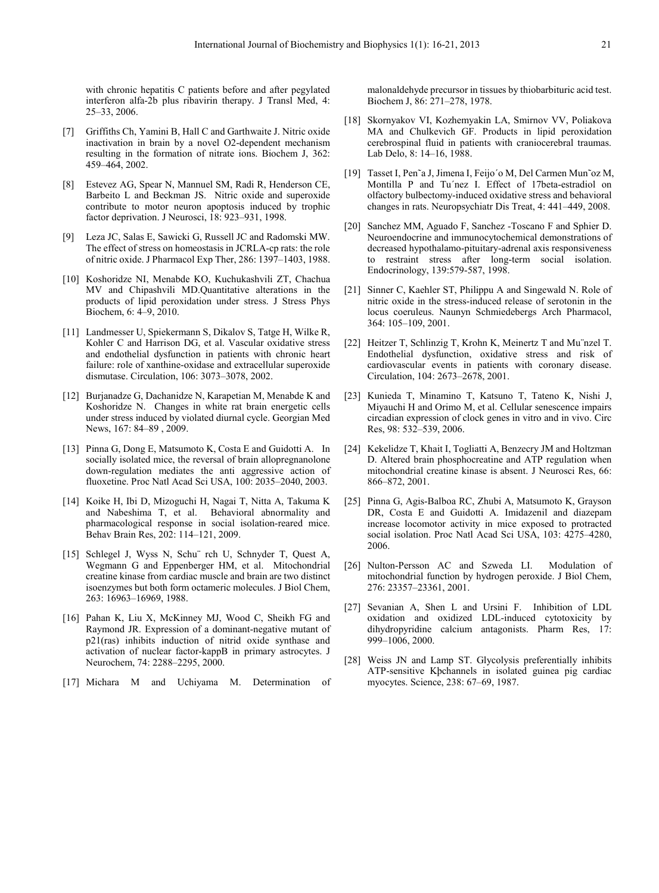with chronic hepatitis C patients before and after pegylated interferon alfa-2b plus ribavirin therapy. J Transl Med, 4: 25–33, 2006.

[7] Griffiths Ch, Yamini B, Hall C and Garthwaite J. Nitric oxide inactivation in brain by a novel O2-dependent mechanism resulting in the formation of nitrate ions. Biochem J, 362: 459–464, 2002.

[8] Estevez AG, Spear N, Mannuel SM, Radi R, Henderson CE, Barbeito L and Beckman JS. Nitric oxide and superoxide contribute to motor neuron apoptosis induced by trophic factor deprivation. J Neurosci, 18: 923–931, 1998.

[9] Leza JC, Salas E, Sawicki G, Russell JC and Radomski MW. The effect of stress on homeostasis in JCRLA-cp rats: the role of nitric oxide. J Pharmacol Exp Ther, 286: 1397–1403, 1988.

[10] Koshoridze NI, Menabde KO, Kuchukashvili ZT, Chachua MV and Chipashvili MD.Quantitative alterations in the products of lipid peroxidation under stress. J Stress Phys Biochem, 6: 4–9, 2010.

[11] Landmesser U, Spiekermann S, Dikalov S, Tatge H, Wilke R, Kohler C and Harrison DG, et al. Vascular oxidative stress and endothelial dysfunction in patients with chronic heart failure: role of xanthine-oxidase and extracellular superoxide dismutase. Circulation, 106: 3073–3078, 2002.

[12] Burjanadze G, Dachanidze N, Karapetian M, Menabde K and Koshoridze N. Changes in white rat brain energetic cells under stress induced by violated diurnal cycle. Georgian Med News, 167: 84–89 , 2009.

[13] Pinna G, Dong E, Matsumoto K, Costa E and Guidotti A. In socially isolated mice, the reversal of brain allopregnanolone down-regulation mediates the anti aggressive action of fluoxetine. Proc Natl Acad Sci USA, 100: 2035–2040, 2003.

[14] Koike H, Ibi D, Mizoguchi H, Nagai T, Nitta A, Takuma K and Nabeshima T, et al. Behavioral abnormality and pharmacological response in social isolation-reared mice. Behav Brain Res, 202: 114–121, 2009.

[15] Schlegel J, Wyss N, Schu¨ rch U, Schnyder T, Quest A, Wegmann G and Eppenberger HM, et al. Mitochondrial creatine kinase from cardiac muscle and brain are two distinct isoenzymes but both form octameric molecules. J Biol Chem, 263: 16963–16969, 1988.

[16] Pahan K, Liu X, McKinney MJ, Wood C, Sheikh FG and Raymond JR. Expression of a dominant-negative mutant of p21(ras) inhibits induction of nitrid oxide synthase and activation of nuclear factor-kappB in primary astrocytes. J Neurochem, 74: 2288–2295, 2000.

[17] Michara M and Uchiyama M. Determination of malonaldehyde precursor in tissues by thiobarbituric acid test. Biochem J, 86: 271–278, 1978.

[18] Skornyakov VI, Kozhemyakin LA, Smirnov VV, Poliakova MA and Chulkevich GF. Products in lipid peroxidation cerebrospinal fluid in patients with craniocerebral traumas. Lab Delo, 8: 14–16, 1988.

[19] Tasset I, Pen˜a J, Jimena I, Feijo´o M, Del Carmen Mun˜oz M, Montilla P and Tu´nez I. Effect of 17beta-estradiol on olfactory bulbectomy-induced oxidative stress and behavioral changes in rats. Neuropsychiatr Dis Treat, 4: 441–449, 2008.

[20] Sanchez MM, Aguado F, Sanchez -Toscano F and Sphier D. Neuroendocrine and immunocytochemical demonstrations of decreased hypothalamo-pituitary-adrenal axis responsiveness to restraint stress after long-term social isolation. Endocrinology, 139:579-587, 1998.

[21] Sinner C, Kaehler ST, Philippu A and Singewald N. Role of nitric oxide in the stress-induced release of serotonin in the locus coeruleus. Naunyn Schmiedebergs Arch Pharmacol, 364: 105–109, 2001.

[22] Heitzer T, Schlinzig T, Krohn K, Meinertz T and Mu¨nzel T. Endothelial dysfunction, oxidative stress and risk of cardiovascular events in patients with coronary disease. Circulation, 104: 2673–2678, 2001.

[23] Kunieda T, Minamino T, Katsuno T, Tateno K, Nishi J, Miyauchi H and Orimo M, et al. Cellular senescence impairs circadian expression of clock genes in vitro and in vivo. Circ Res, 98: 532–539, 2006.

[24] Kekelidze T, Khait I, Togliatti A, Benzecry JM and Holtzman D. Altered brain phosphocreatine and ATP regulation when mitochondrial creatine kinase is absent. J Neurosci Res, 66: 866–872, 2001.

[25] Pinna G, Agis-Balboa RC, Zhubi A, Matsumoto K, Grayson DR, Costa E and Guidotti A. Imidazenil and diazepam increase locomotor activity in mice exposed to protracted social isolation. Proc Natl Acad Sci USA, 103: 4275–4280, 2006.

[26] Nulton-Persson AC and Szweda LI. Modulation of mitochondrial function by hydrogen peroxide. J Biol Chem, 276: 23357–23361, 2001.

[27] Sevanian A, Shen L and Ursini F. Inhibition of LDL oxidation and oxidized LDL-induced cytotoxicity by dihydropyridine calcium antagonists. Pharm Res, 17: 999–1006, 2000.

[28] Weiss JN and Lamp ST. Glycolysis preferentially inhibits ATP-sensitive Kþchannels in isolated guinea pig cardiac myocytes. Science, 238: 67–69, 1987.